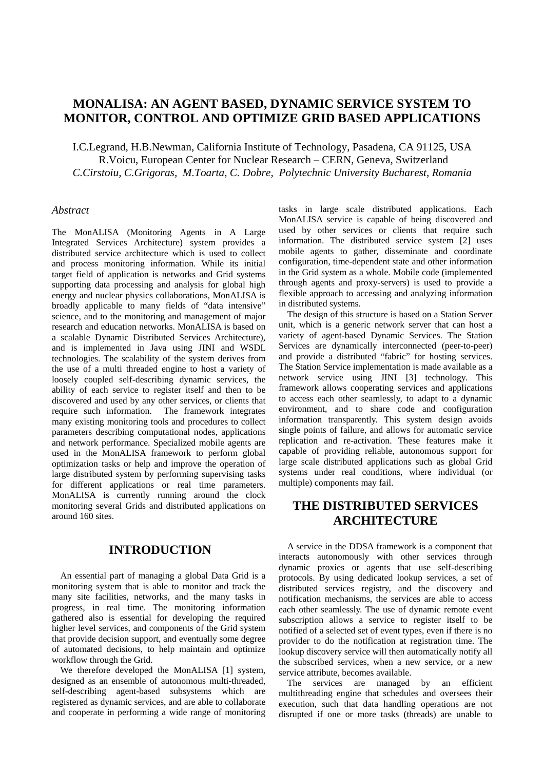# MONALISA: AN AGENT BASED, DYNAMIC SERVICE SYSTEM TO MONITOR, CONTROL AND OPTIMIZE GRID BASED APPLICATIONS

I.C.Legrand, H.B.Newman, California Institute of Technology, Pasadena, CA 91125, USA
R.Voicu, European Center for Nuclear Research – CERN, Geneva, Switzerland
*C.Cirstoiu, C.Grigoras, M.Toarta, C. Dobre, Polytechnic University Bucharest, Romania*

### *Abstract*

The MonALISA (Monitoring Agents in A Large Integrated Services Architecture) system provides a distributed service architecture which is used to collect and process monitoring information. While its initial target field of application is networks and Grid systems supporting data processing and analysis for global high energy and nuclear physics collaborations, MonALISA is broadly applicable to many fields of "data intensive" science, and to the monitoring and management of major research and education networks. MonALISA is based on a scalable Dynamic Distributed Services Architecture), and is implemented in Java using JINI and WSDL technologies. The scalability of the system derives from the use of a multi threaded engine to host a variety of loosely coupled self-describing dynamic services, the ability of each service to register itself and then to be discovered and used by any other services, or clients that require such information. The framework integrates many existing monitoring tools and procedures to collect parameters describing computational nodes, applications and network performance. Specialized mobile agents are used in the MonALISA framework to perform global optimization tasks or help and improve the operation of large distributed system by performing supervising tasks for different applications or real time parameters. MonALISA is currently running around the clock monitoring several Grids and distributed applications on around 160 sites.

## INTRODUCTION

An essential part of managing a global Data Grid is a monitoring system that is able to monitor and track the many site facilities, networks, and the many tasks in progress, in real time. The monitoring information gathered also is essential for developing the required higher level services, and components of the Grid system that provide decision support, and eventually some degree of automated decisions, to help maintain and optimize workflow through the Grid.

We therefore developed the MonALISA [1] system, designed as an ensemble of autonomous multi-threaded, self-describing agent-based subsystems which are registered as dynamic services, and are able to collaborate and cooperate in performing a wide range of monitoring tasks in large scale distributed applications. Each MonALISA service is capable of being discovered and used by other services or clients that require such information. The distributed service system [2] uses mobile agents to gather, disseminate and coordinate configuration, time-dependent state and other information in the Grid system as a whole. Mobile code (implemented through agents and proxy-servers) is used to provide a flexible approach to accessing and analyzing information in distributed systems.

The design of this structure is based on a Station Server unit, which is a generic network server that can host a variety of agent-based Dynamic Services. The Station Services are dynamically interconnected (peer-to-peer) and provide a distributed "fabric" for hosting services. The Station Service implementation is made available as a network service using JINI [3] technology. This framework allows cooperating services and applications to access each other seamlessly, to adapt to a dynamic environment, and to share code and configuration information transparently. This system design avoids single points of failure, and allows for automatic service replication and re-activation. These features make it capable of providing reliable, autonomous support for large scale distributed applications such as global Grid systems under real conditions, where individual (or multiple) components may fail.

## THE DISTRIBUTED SERVICES ARCHITECTURE

A service in the DDSA framework is a component that interacts autonomously with other services through dynamic proxies or agents that use self-describing protocols. By using dedicated lookup services, a set of distributed services registry, and the discovery and notification mechanisms, the services are able to access each other seamlessly. The use of dynamic remote event subscription allows a service to register itself to be notified of a selected set of event types, even if there is no provider to do the notification at registration time. The lookup discovery service will then automatically notify all the subscribed services, when a new service, or a new service attribute, becomes available.

The services are managed by an efficient multithreading engine that schedules and oversees their execution, such that data handling operations are not disrupted if one or more tasks (threads) are unable to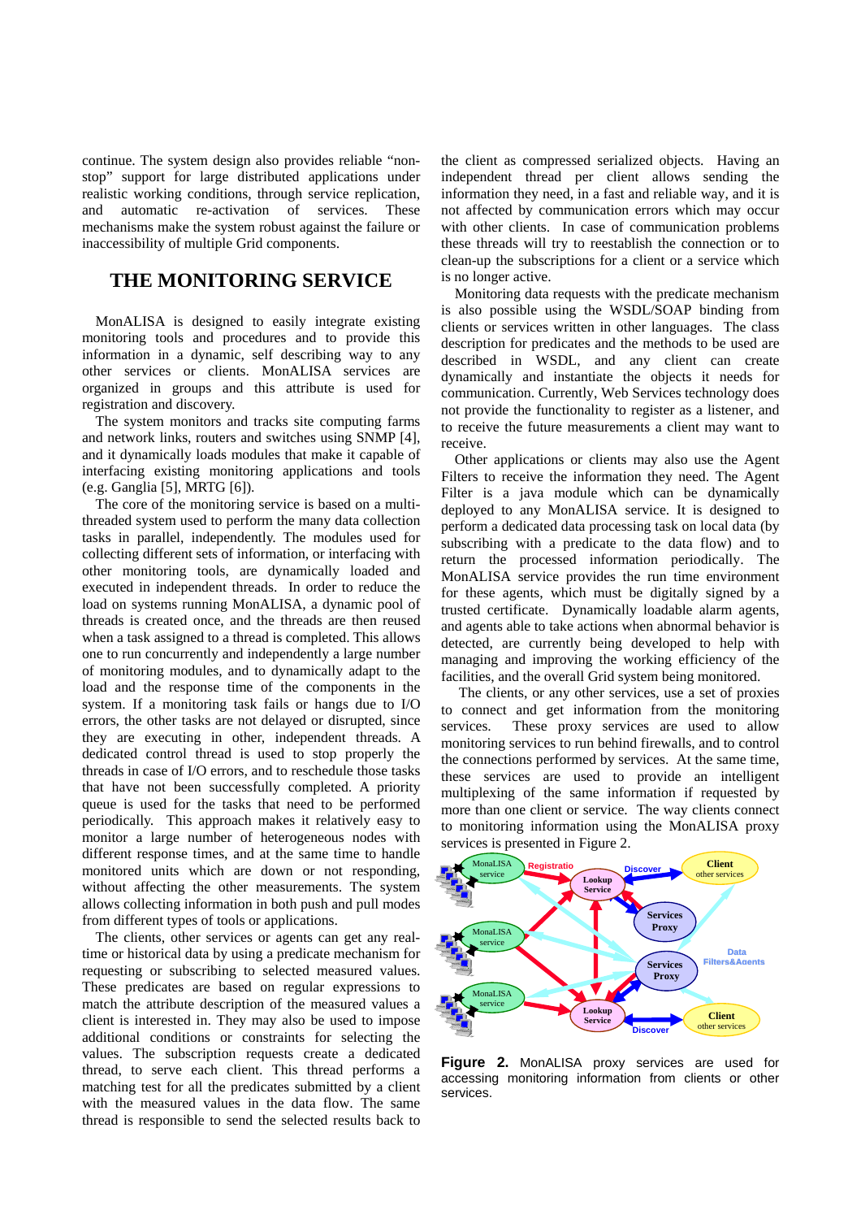continue. The system design also provides reliable "non-stop" support for large distributed applications under realistic working conditions, through service replication, and automatic re-activation of services. These mechanisms make the system robust against the failure or inaccessibility of multiple Grid components.

## THE MONITORING SERVICE

MonALISA is designed to easily integrate existing monitoring tools and procedures and to provide this information in a dynamic, self describing way to any other services or clients. MonALISA services are organized in groups and this attribute is used for registration and discovery.

The system monitors and tracks site computing farms and network links, routers and switches using SNMP [4], and it dynamically loads modules that make it capable of interfacing existing monitoring applications and tools (e.g. Ganglia [5], MRTG [6]).

The core of the monitoring service is based on a multi-threaded system used to perform the many data collection tasks in parallel, independently. The modules used for collecting different sets of information, or interfacing with other monitoring tools, are dynamically loaded and executed in independent threads. In order to reduce the load on systems running MonALISA, a dynamic pool of threads is created once, and the threads are then reused when a task assigned to a thread is completed. This allows one to run concurrently and independently a large number of monitoring modules, and to dynamically adapt to the load and the response time of the components in the system. If a monitoring task fails or hangs due to I/O errors, the other tasks are not delayed or disrupted, since they are executing in other, independent threads. A dedicated control thread is used to stop properly the threads in case of I/O errors, and to reschedule those tasks that have not been successfully completed. A priority queue is used for the tasks that need to be performed periodically. This approach makes it relatively easy to monitor a large number of heterogeneous nodes with different response times, and at the same time to handle monitored units which are down or not responding, without affecting the other measurements. The system allows collecting information in both push and pull modes from different types of tools or applications.

The clients, other services or agents can get any real-time or historical data by using a predicate mechanism for requesting or subscribing to selected measured values. These predicates are based on regular expressions to match the attribute description of the measured values a client is interested in. They may also be used to impose additional conditions or constraints for selecting the values. The subscription requests create a dedicated thread, to serve each client. This thread performs a matching test for all the predicates submitted by a client with the measured values in the data flow. The same thread is responsible to send the selected results back to the client as compressed serialized objects. Having an independent thread per client allows sending the information they need, in a fast and reliable way, and it is not affected by communication errors which may occur with other clients. In case of communication problems these threads will try to reestablish the connection or to clean-up the subscriptions for a client or a service which is no longer active.

Monitoring data requests with the predicate mechanism is also possible using the WSDL/SOAP binding from clients or services written in other languages. The class description for predicates and the methods to be used are described in WSDL, and any client can create dynamically and instantiate the objects it needs for communication. Currently, Web Services technology does not provide the functionality to register as a listener, and to receive the future measurements a client may want to receive.

Other applications or clients may also use the Agent Filters to receive the information they need. The Agent Filter is a java module which can be dynamically deployed to any MonALISA service. It is designed to perform a dedicated data processing task on local data (by subscribing with a predicate to the data flow) and to return the processed information periodically. The MonALISA service provides the run time environment for these agents, which must be digitally signed by a trusted certificate. Dynamically loadable alarm agents, and agents able to take actions when abnormal behavior is detected, are currently being developed to help with managing and improving the working efficiency of the facilities, and the overall Grid system being monitored.

The clients, or any other services, use a set of proxies to connect and get information from the monitoring services. These proxy services are used to allow monitoring services to run behind firewalls, and to control the connections performed by services. At the same time, these services are used to provide an intelligent multiplexing of the same information if requested by more than one client or service. The way clients connect to monitoring information using the MonALISA proxy services is presented in Figure 2.

**Figure 2.** MonALISA proxy services are used for accessing monitoring information from clients or other services.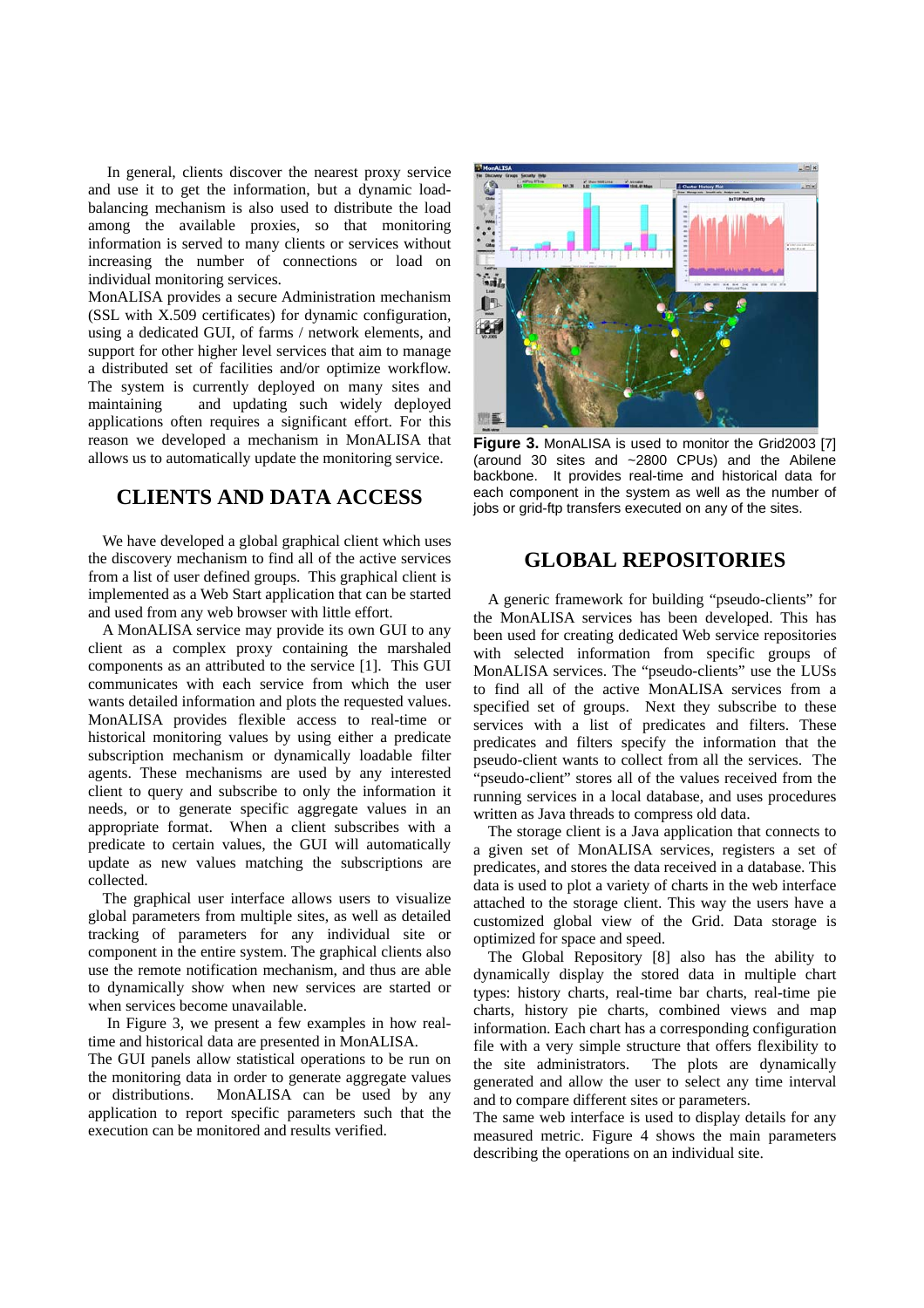In general, clients discover the nearest proxy service and use it to get the information, but a dynamic load-balancing mechanism is also used to distribute the load among the available proxies, so that monitoring information is served to many clients or services without increasing the number of connections or load on individual monitoring services.

MonALISA provides a secure Administration mechanism (SSL with X.509 certificates) for dynamic configuration, using a dedicated GUI, of farms / network elements, and support for other higher level services that aim to manage a distributed set of facilities and/or optimize workflow. The system is currently deployed on many sites and maintaining and updating such widely deployed applications often requires a significant effort. For this reason we developed a mechanism in MonALISA that allows us to automatically update the monitoring service.

## CLIENTS AND DATA ACCESS

We have developed a global graphical client which uses the discovery mechanism to find all of the active services from a list of user defined groups. This graphical client is implemented as a Web Start application that can be started and used from any web browser with little effort.

A MonALISA service may provide its own GUI to any client as a complex proxy containing the marshaled components as an attributed to the service [1]. This GUI communicates with each service from which the user wants detailed information and plots the requested values. MonALISA provides flexible access to real-time or historical monitoring values by using either a predicate subscription mechanism or dynamically loadable filter agents. These mechanisms are used by any interested client to query and subscribe to only the information it needs, or to generate specific aggregate values in an appropriate format. When a client subscribes with a predicate to certain values, the GUI will automatically update as new values matching the subscriptions are collected.

The graphical user interface allows users to visualize global parameters from multiple sites, as well as detailed tracking of parameters for any individual site or component in the entire system. The graphical clients also use the remote notification mechanism, and thus are able to dynamically show when new services are started or when services become unavailable.

In Figure 3, we present a few examples in how real-time and historical data are presented in MonALISA.

The GUI panels allow statistical operations to be run on the monitoring data in order to generate aggregate values or distributions. MonALISA can be used by any application to report specific parameters such that the execution can be monitored and results verified.

**Figure 3.** MonALISA is used to monitor the Grid2003 [7] (around 30 sites and ~2800 CPUs) and the Abilene backbone. It provides real-time and historical data for each component in the system as well as the number of jobs or grid-ftp transfers executed on any of the sites.

## GLOBAL REPOSITORIES

A generic framework for building "pseudo-clients" for the MonALISA services has been developed. This has been used for creating dedicated Web service repositories with selected information from specific groups of MonALISA services. The "pseudo-clients" use the LUSs to find all of the active MonALISA services from a specified set of groups. Next they subscribe to these services with a list of predicates and filters. These predicates and filters specify the information that the pseudo-client wants to collect from all the services. The "pseudo-client" stores all of the values received from the running services in a local database, and uses procedures written as Java threads to compress old data.

The storage client is a Java application that connects to a given set of MonALISA services, registers a set of predicates, and stores the data received in a database. This data is used to plot a variety of charts in the web interface attached to the storage client. This way the users have a customized global view of the Grid. Data storage is optimized for space and speed.

The Global Repository [8] also has the ability to dynamically display the stored data in multiple chart types: history charts, real-time bar charts, real-time pie charts, history pie charts, combined views and map information. Each chart has a corresponding configuration file with a very simple structure that offers flexibility to the site administrators. The plots are dynamically generated and allow the user to select any time interval and to compare different sites or parameters.

The same web interface is used to display details for any measured metric. Figure 4 shows the main parameters describing the operations on an individual site.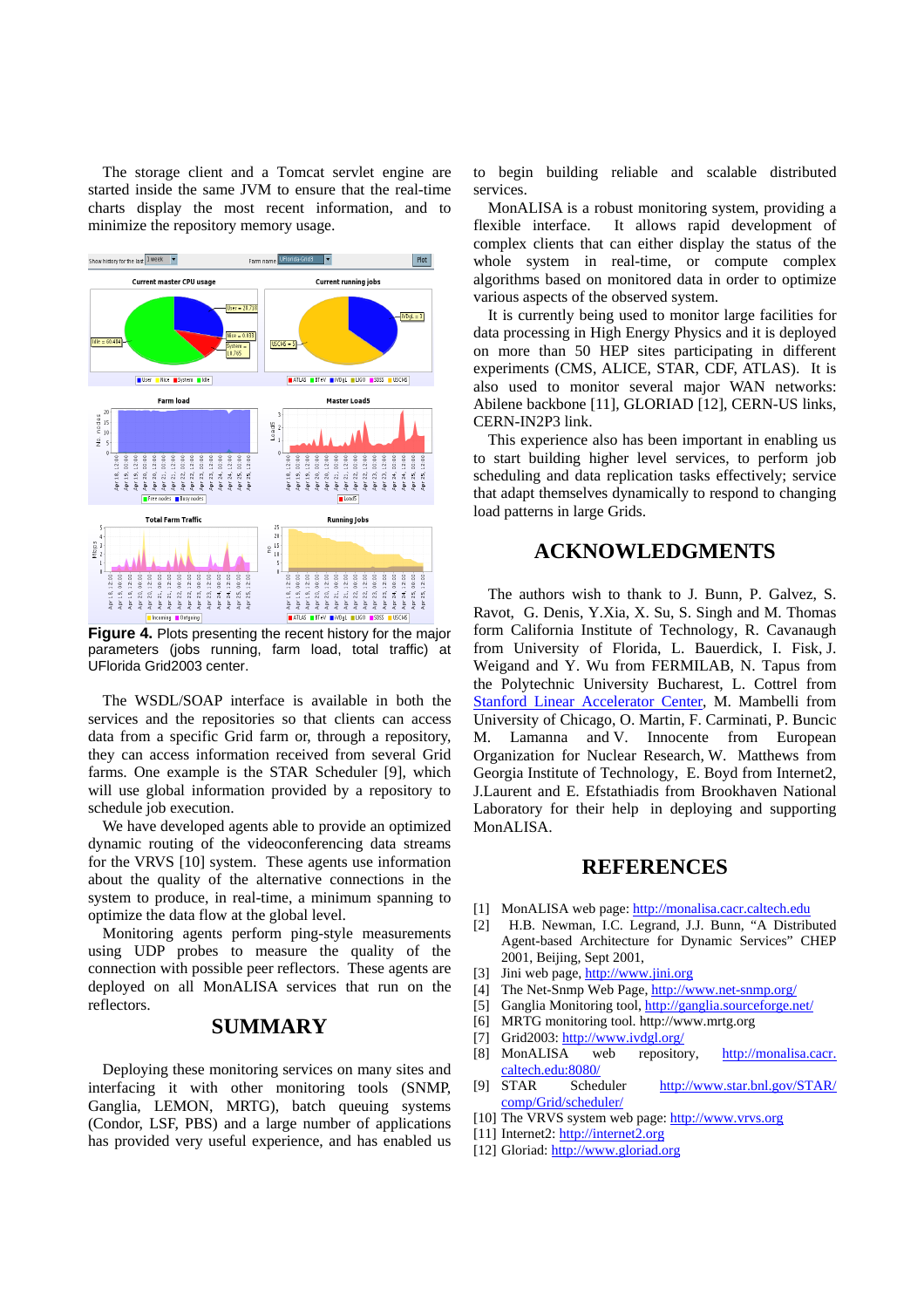The storage client and a Tomcat servlet engine are started inside the same JVM to ensure that the real-time charts display the most recent information, and to minimize the repository memory usage.

Figure 4. Plots presenting the recent history for the major parameters (jobs running, farm load, total traffic) at UFlorida Grid2003 center.

The WSDL/SOAP interface is available in both the services and the repositories so that clients can access data from a specific Grid farm or, through a repository, they can access information received from several Grid farms. One example is the STAR Scheduler [9], which will use global information provided by a repository to schedule job execution.

We have developed agents able to provide an optimized dynamic routing of the videoconferencing data streams for the VRVS [10] system. These agents use information about the quality of the alternative connections in the system to produce, in real-time, a minimum spanning to optimize the data flow at the global level.

Monitoring agents perform ping-style measurements using UDP probes to measure the quality of the connection with possible peer reflectors. These agents are deployed on all MonALISA services that run on the reflectors.

## SUMMARY

Deploying these monitoring services on many sites and interfacing it with other monitoring tools (SNMP, Ganglia, LEMON, MRTG), batch queuing systems (Condor, LSF, PBS) and a large number of applications has provided very useful experience, and has enabled us to begin building reliable and scalable distributed services.

MonALISA is a robust monitoring system, providing a flexible interface. It allows rapid development of complex clients that can either display the status of the whole system in real-time, or compute complex algorithms based on monitored data in order to optimize various aspects of the observed system.

It is currently being used to monitor large facilities for data processing in High Energy Physics and it is deployed on more than 50 HEP sites participating in different experiments (CMS, ALICE, STAR, CDF, ATLAS). It is also used to monitor several major WAN networks: Abilene backbone [11], GLORIAD [12], CERN-US links, CERN-IN2P3 link.

This experience also has been important in enabling us to start building higher level services, to perform job scheduling and data replication tasks effectively; service that adapt themselves dynamically to respond to changing load patterns in large Grids.

## ACKNOWLEDGMENTS

The authors wish to thank to J. Bunn, P. Galvez, S. Ravot, G. Denis, Y.Xia, X. Su, S. Singh and M. Thomas form California Institute of Technology, R. Cavanaugh from University of Florida, L. Bauerdick, I. Fisk, J. Weigand and Y. Wu from FERMILAB, N. Tapus from the Polytechnic University Bucharest, L. Cottrel from Stanford Linear Accelerator Center, M. Mambelli from University of Chicago, O. Martin, F. Carminati, P. Buncic M. Lamanna and V. Innocente from European Organization for Nuclear Research, W. Matthews from Georgia Institute of Technology, E. Boyd from Internet2, J.Laurent and E. Efstathiadis from Brookhaven National Laboratory for their help in deploying and supporting MonALISA.

## REFERENCES

[1] MonALISA web page: http://monalisa.cacr.caltech.edu
[2] H.B. Newman, I.C. Legrand, J.J. Bunn, "A Distributed Agent-based Architecture for Dynamic Services" CHEP 2001, Beijing, Sept 2001,
[3] Jini web page, http://www.jini.org
[4] The Net-Snmp Web Page, http://www.net-snmp.org/
[5] Ganglia Monitoring tool, http://ganglia.sourceforge.net/
[6] MRTG monitoring tool. http://www.mrtg.org
[7] Grid2003: http://www.ivdgl.org/
[8] MonALISA web repository, http://monalisa.cacr.caltech.edu:8080/
[9] STAR Scheduler http://www.star.bnl.gov/STAR/comp/Grid/scheduler/
[10] The VRVS system web page: http://www.vrvs.org
[11] Internet2: http://internet2.org
[12] Gloriad: http://www.gloriad.org